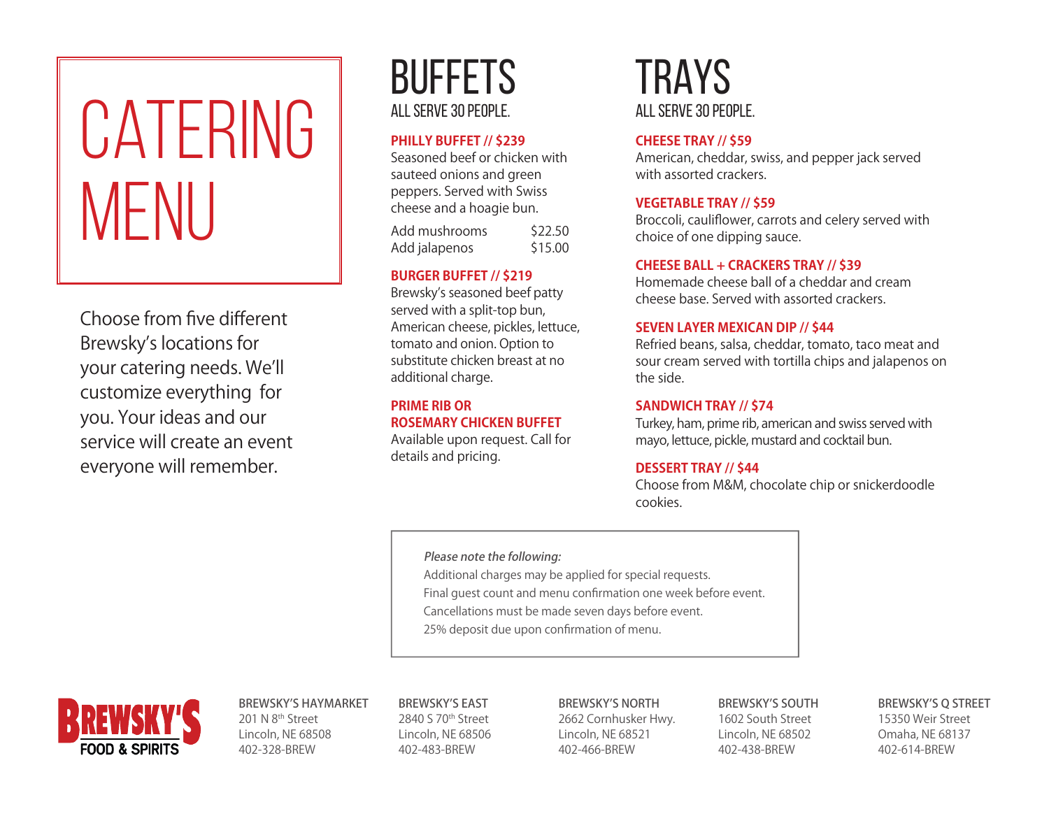# CATERING MENU

Choose from five different Brewsky's locations for your catering needs. We'll customize everything for you. Your ideas and our service will create an event everyone will remember.

## BUFFETS

ALL SERVE 30 PEOPLE.

### PHILLY BUFFET // $239

Seasoned beef or chicken with sauteed onions and green peppers. Served with Swiss cheese and a hoagie bun.

| | |
|---|---|
| Add mushrooms | $22.50 |
| Add jalapenos | $15.00 |

### BURGER BUFFET // $219

Brewsky's seasoned beef patty served with a split-top bun, American cheese, pickles, lettuce, tomato and onion. Option to substitute chicken breast at no additional charge.

### PRIME RIB OR ROSEMARY CHICKEN BUFFET

Available upon request. Call for details and pricing.

## TRAYS

ALL SERVE 30 PEOPLE.

### CHEESE TRAY // $59

American, cheddar, swiss, and pepper jack served with assorted crackers.

### VEGETABLE TRAY // $59

Broccoli, cauliflower, carrots and celery served with choice of one dipping sauce.

### CHEESE BALL + CRACKERS TRAY // $39

Homemade cheese ball of a cheddar and cream cheese base. Served with assorted crackers.

### SEVEN LAYER MEXICAN DIP // $44

Refried beans, salsa, cheddar, tomato, taco meat and sour cream served with tortilla chips and jalapenos on the side.

### SANDWICH TRAY // $74

Turkey, ham, prime rib, american and swiss served with mayo, lettuce, pickle, mustard and cocktail bun.

### DESSERT TRAY // $44

Choose from M&M, chocolate chip or snickerdoodle cookies.

*Please note the following:*

Additional charges may be applied for special requests.
Final guest count and menu confirmation one week before event.
Cancellations must be made seven days before event.
25% deposit due upon confirmation of menu.

**BREWSKY'S FOOD & SPIRITS**

**BREWSKY'S HAYMARKET**
201 N 8th Street
Lincoln, NE 68508
402-328-BREW

**BREWSKY'S EAST**
2840 S 70th Street
Lincoln, NE 68506
402-483-BREW

**BREWSKY'S NORTH**
2662 Cornhusker Hwy.
Lincoln, NE 68521
402-466-BREW

**BREWSKY'S SOUTH**
1602 South Street
Lincoln, NE 68502
402-438-BREW

**BREWSKY'S Q STREET**
15350 Weir Street
Omaha, NE 68137
402-614-BREW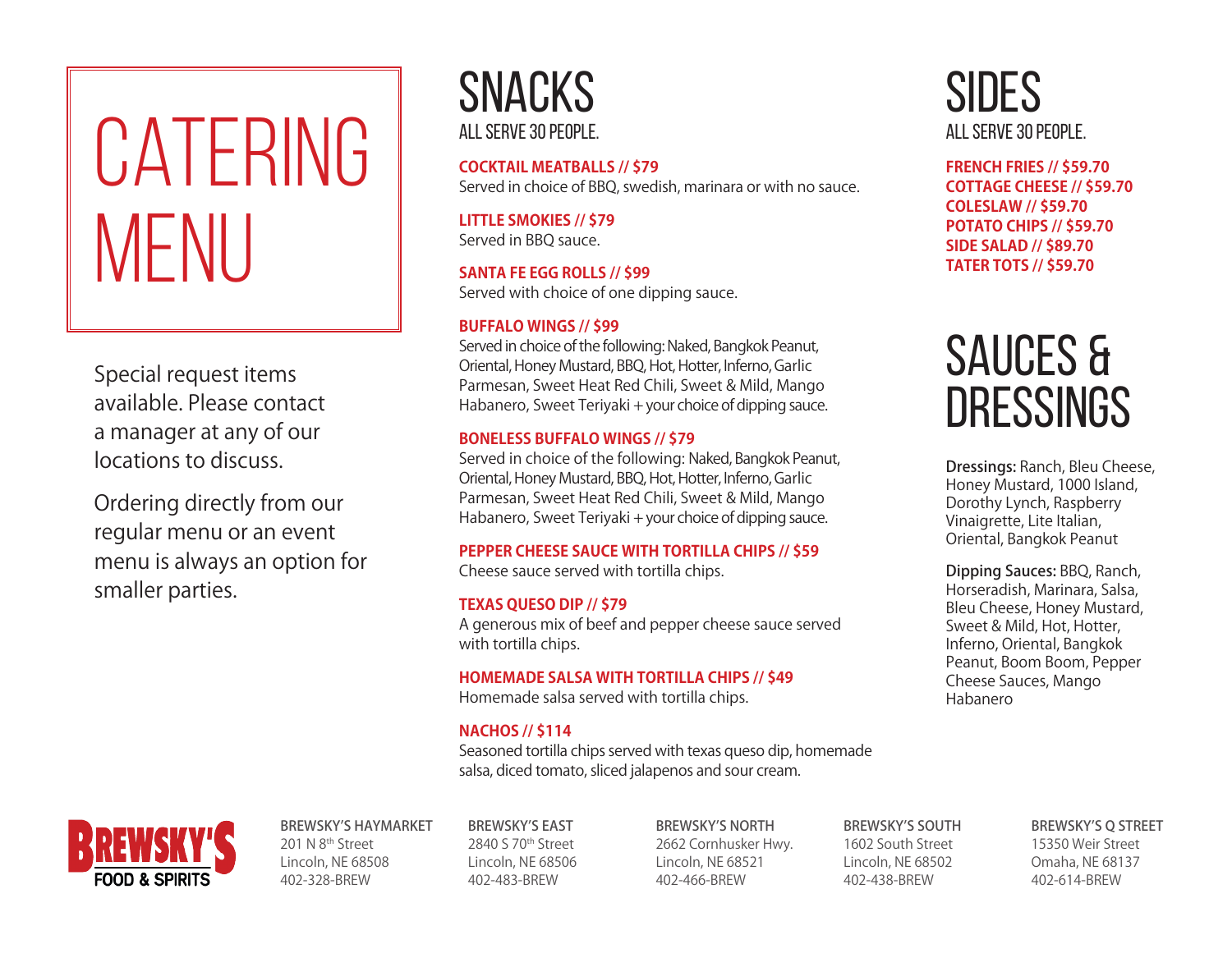# CATERING MENU

Special request items available. Please contact a manager at any of our locations to discuss.

Ordering directly from our regular menu or an event menu is always an option for smaller parties.

## SNACKS

ALL SERVE 30 PEOPLE.

**COCKTAIL MEATBALLS // $79**
Served in choice of BBQ, swedish, marinara or with no sauce.

**LITTLE SMOKIES // $79**
Served in BBQ sauce.

**SANTA FE EGG ROLLS // $99**
Served with choice of one dipping sauce.

**BUFFALO WINGS // $99**
Served in choice of the following: Naked, Bangkok Peanut, Oriental, Honey Mustard, BBQ, Hot, Hotter, Inferno, Garlic Parmesan, Sweet Heat Red Chili, Sweet & Mild, Mango Habanero, Sweet Teriyaki + your choice of dipping sauce.

**BONELESS BUFFALO WINGS // $79**
Served in choice of the following: Naked, Bangkok Peanut, Oriental, Honey Mustard, BBQ, Hot, Hotter, Inferno, Garlic Parmesan, Sweet Heat Red Chili, Sweet & Mild, Mango Habanero, Sweet Teriyaki + your choice of dipping sauce.

**PEPPER CHEESE SAUCE WITH TORTILLA CHIPS // $59**
Cheese sauce served with tortilla chips.

**TEXAS QUESO DIP // $79**
A generous mix of beef and pepper cheese sauce served with tortilla chips.

**HOMEMADE SALSA WITH TORTILLA CHIPS // $49**
Homemade salsa served with tortilla chips.

**NACHOS // $114**
Seasoned tortilla chips served with texas queso dip, homemade salsa, diced tomato, sliced jalapenos and sour cream.

## SIDES

ALL SERVE 30 PEOPLE.

**FRENCH FRIES // $59.70**
**COTTAGE CHEESE // $59.70**
**COLESLAW // $59.70**
**POTATO CHIPS // $59.70**
**SIDE SALAD // $89.70**
**TATER TOTS // $59.70**

## SAUCES & DRESSINGS

**Dressings:** Ranch, Bleu Cheese, Honey Mustard, 1000 Island, Dorothy Lynch, Raspberry Vinaigrette, Lite Italian, Oriental, Bangkok Peanut

**Dipping Sauces:** BBQ, Ranch, Horseradish, Marinara, Salsa, Bleu Cheese, Honey Mustard, Sweet & Mild, Hot, Hotter, Inferno, Oriental, Bangkok Peanut, Boom Boom, Pepper Cheese Sauces, Mango Habanero

BREWSKY'S FOOD & SPIRITS

BREWSKY'S HAYMARKET
201 N 8th Street
Lincoln, NE 68508
402-328-BREW

BREWSKY'S EAST
2840 S 70th Street
Lincoln, NE 68506
402-483-BREW

BREWSKY'S NORTH
2662 Cornhusker Hwy.
Lincoln, NE 68521
402-466-BREW

BREWSKY'S SOUTH
1602 South Street
Lincoln, NE 68502
402-438-BREW

BREWSKY'S Q STREET
15350 Weir Street
Omaha, NE 68137
402-614-BREW